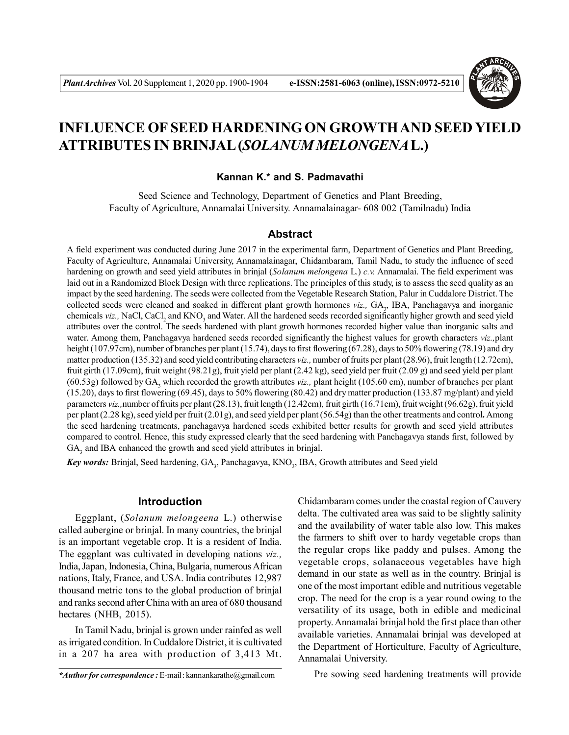# INFLUENCE OF SEED HARDENING ON GROWTH AND SEED YIELD ATTRIBUTES IN BRINJAL (*SOLANUM MELONGENA* L.)

**Kannan K.\* and S. Padmavathi**

Seed Science and Technology, Department of Genetics and Plant Breeding, Faculty of Agriculture, Annamalai University. Annamalainagar- 608 002 (Tamilnadu) India

## Abstract

A field experiment was conducted during June 2017 in the experimental farm, Department of Genetics and Plant Breeding, Faculty of Agriculture, Annamalai University, Annamalainagar, Chidambaram, Tamil Nadu, to study the influence of seed hardening on growth and seed yield attributes in brinjal (*Solanum melongena* L.) *c.v.* Annamalai. The field experiment was laid out in a Randomized Block Design with three replications. The principles of this study, is to assess the seed quality as an impact by the seed hardening. The seeds were collected from the Vegetable Research Station, Palur in Cuddalore District. The collected seeds were cleaned and soaked in different plant growth hormones *viz.,* $GA_3$, IBA, Panchagavya and inorganic chemicals *viz.,* NaCl, $CaCl_2$ and $KNO_3$ and Water. All the hardened seeds recorded significantly higher growth and seed yield attributes over the control. The seeds hardened with plant growth hormones recorded higher value than inorganic salts and water. Among them, Panchagavya hardened seeds recorded significantly the highest values for growth characters *viz.,*plant height (107.97cm), number of branches per plant (15.74), days to first flowering (67.28), days to 50% flowering (78.19) and dry matter production (135.32) and seed yield contributing characters *viz.,* number of fruits per plant (28.96), fruit length (12.72cm), fruit girth (17.09cm), fruit weight (98.21g), fruit yield per plant (2.42 kg), seed yield per fruit (2.09 g) and seed yield per plant (60.53g) followed by $GA_3$ which recorded the growth attributes *viz.,* plant height (105.60 cm), number of branches per plant (15.20), days to first flowering (69.45), days to 50% flowering (80.42) and dry matter production (133.87 mg/plant) and yield parameters *viz.,*number of fruits per plant (28.13), fruit length (12.42cm), fruit girth (16.71cm), fruit weight (96.62g), fruit yield per plant (2.28 kg), seed yield per fruit (2.01g), and seed yield per plant (56.54g) than the other treatments and control**.** Among the seed hardening treatments, panchagavya hardened seeds exhibited better results for growth and seed yield attributes compared to control. Hence, this study expressed clearly that the seed hardening with Panchagavya stands first, followed by $GA_3$ and IBA enhanced the growth and seed yield attributes in brinjal.

***Key words:*** Brinjal, Seed hardening, $GA_3$, Panchagavya, $KNO_3$, IBA, Growth attributes and Seed yield

## Introduction

Eggplant, (*Solanum melongeena* L.) otherwise called aubergine or brinjal. In many countries, the brinjal is an important vegetable crop. It is a resident of India. The eggplant was cultivated in developing nations *viz.,* India, Japan, Indonesia, China, Bulgaria, numerous African nations, Italy, France, and USA. India contributes 12,987 thousand metric tons to the global production of brinjal and ranks second after China with an area of 680 thousand hectares (NHB, 2015).

In Tamil Nadu, brinjal is grown under rainfed as well as irrigated condition. In Cuddalore District, it is cultivated in a 207 ha area with production of 3,413 Mt. Chidambaram comes under the coastal region of Cauvery delta. The cultivated area was said to be slightly salinity and the availability of water table also low. This makes the farmers to shift over to hardy vegetable crops than the regular crops like paddy and pulses. Among the vegetable crops, solanaceous vegetables have high demand in our state as well as in the country. Brinjal is one of the most important edible and nutritious vegetable crop. The need for the crop is a year round owing to the versatility of its usage, both in edible and medicinal property. Annamalai brinjal hold the first place than other available varieties. Annamalai brinjal was developed at the Department of Horticulture, Faculty of Agriculture, Annamalai University.

Pre sowing seed hardening treatments will provide

*\*Author for correspondence :* E-mail : kannankarathe@gmail.com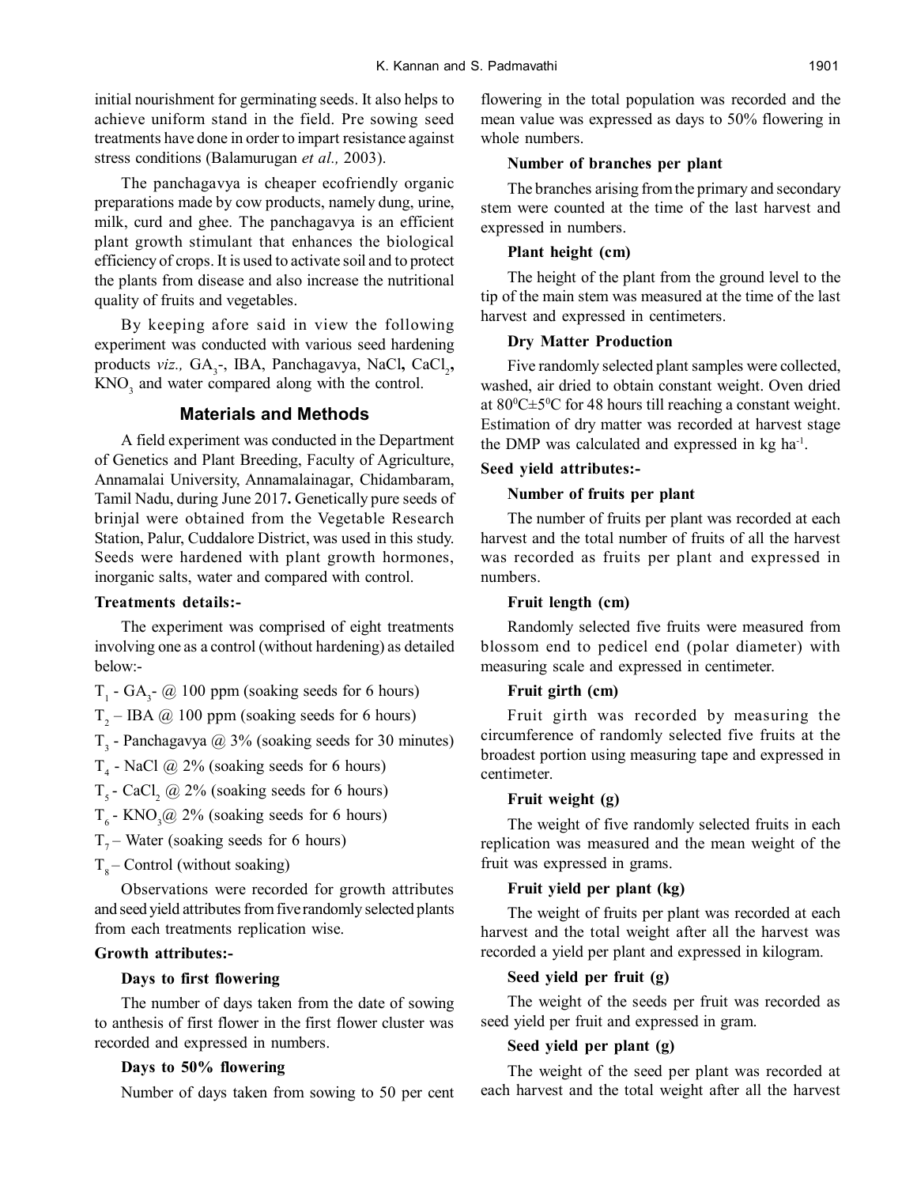initial nourishment for germinating seeds. It also helps to achieve uniform stand in the field. Pre sowing seed treatments have done in order to impart resistance against stress conditions (Balamurugan *et al.,* 2003).

The panchagavya is cheaper ecofriendly organic preparations made by cow products, namely dung, urine, milk, curd and ghee. The panchagavya is an efficient plant growth stimulant that enhances the biological efficiency of crops. It is used to activate soil and to protect the plants from disease and also increase the nutritional quality of fruits and vegetables.

By keeping afore said in view the following experiment was conducted with various seed hardening products *viz.,* $GA_3$-, IBA, Panchagavya, NaCl**,** $CaCl_2$**,** $KNO_3$ and water compared along with the control.

## Materials and Methods

A field experiment was conducted in the Department of Genetics and Plant Breeding, Faculty of Agriculture, Annamalai University, Annamalainagar, Chidambaram, Tamil Nadu, during June 2017**.** Genetically pure seeds of brinjal were obtained from the Vegetable Research Station, Palur, Cuddalore District, was used in this study. Seeds were hardened with plant growth hormones, inorganic salts, water and compared with control.

**Treatments details:-**

The experiment was comprised of eight treatments involving one as a control (without hardening) as detailed below:-

$T_1$ - $GA_3$- @ 100 ppm (soaking seeds for 6 hours)

$T_2$ – IBA @ 100 ppm (soaking seeds for 6 hours)

$T_3$ - Panchagavya @ 3% (soaking seeds for 30 minutes)

$T_4$ - NaCl @ 2% (soaking seeds for 6 hours)

$T_5$ - $CaCl_2$ @ 2% (soaking seeds for 6 hours)

$T_6$ - $KNO_3$@ 2% (soaking seeds for 6 hours)

$T_7$ – Water (soaking seeds for 6 hours)

$T_8$ – Control (without soaking)

Observations were recorded for growth attributes and seed yield attributes from five randomly selected plants from each treatments replication wise.

**Growth attributes:-**

**Days to first flowering**

The number of days taken from the date of sowing to anthesis of first flower in the first flower cluster was recorded and expressed in numbers.

**Days to 50% flowering**

Number of days taken from sowing to 50 per cent flowering in the total population was recorded and the mean value was expressed as days to 50% flowering in whole numbers.

**Number of branches per plant**

The branches arising from the primary and secondary stem were counted at the time of the last harvest and expressed in numbers.

**Plant height (cm)**

The height of the plant from the ground level to the tip of the main stem was measured at the time of the last harvest and expressed in centimeters.

**Dry Matter Production**

Five randomly selected plant samples were collected, washed, air dried to obtain constant weight. Oven dried at $80^0C \pm 5^0C$ for 48 hours till reaching a constant weight. Estimation of dry matter was recorded at harvest stage the DMP was calculated and expressed in kg $ha^{-1}$.

**Seed yield attributes:-**

**Number of fruits per plant**

The number of fruits per plant was recorded at each harvest and the total number of fruits of all the harvest was recorded as fruits per plant and expressed in numbers.

**Fruit length (cm)**

Randomly selected five fruits were measured from blossom end to pedicel end (polar diameter) with measuring scale and expressed in centimeter.

**Fruit girth (cm)**

Fruit girth was recorded by measuring the circumference of randomly selected five fruits at the broadest portion using measuring tape and expressed in centimeter.

**Fruit weight (g)**

The weight of five randomly selected fruits in each replication was measured and the mean weight of the fruit was expressed in grams.

**Fruit yield per plant (kg)**

The weight of fruits per plant was recorded at each harvest and the total weight after all the harvest was recorded a yield per plant and expressed in kilogram.

**Seed yield per fruit (g)**

The weight of the seeds per fruit was recorded as seed yield per fruit and expressed in gram.

**Seed yield per plant (g)**

The weight of the seed per plant was recorded at each harvest and the total weight after all the harvest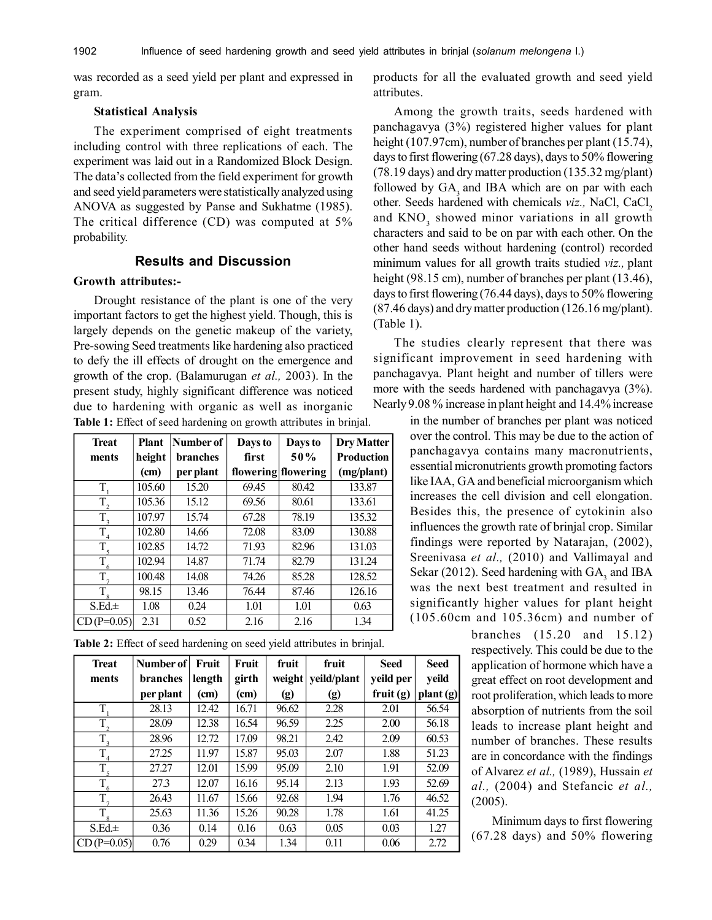was recorded as a seed yield per plant and expressed in gram.

**Statistical Analysis**

The experiment comprised of eight treatments including control with three replications of each. The experiment was laid out in a Randomized Block Design. The data's collected from the field experiment for growth and seed yield parameters were statistically analyzed using ANOVA as suggested by Panse and Sukhatme (1985). The critical difference (CD) was computed at 5% probability.

## Results and Discussion

**Growth attributes:-**

Drought resistance of the plant is one of the very important factors to get the highest yield. Though, this is largely depends on the genetic makeup of the variety, Pre-sowing Seed treatments like hardening also practiced to defy the ill effects of drought on the emergence and growth of the crop. (Balamurugan *et al.,* 2003). In the present study, highly significant difference was noticed due to hardening with organic as well as inorganic products for all the evaluated growth and seed yield attributes.

Among the growth traits, seeds hardened with panchagavya (3%) registered higher values for plant height (107.97cm), number of branches per plant (15.74), days to first flowering (67.28 days), days to 50% flowering (78.19 days) and dry matter production (135.32 mg/plant) followed by $GA_3$ and IBA which are on par with each other. Seeds hardened with chemicals *viz.,* NaCl, $CaCl_2$ and $KNO_3$ showed minor variations in all growth characters and said to be on par with each other. On the other hand seeds without hardening (control) recorded minimum values for all growth traits studied *viz.,* plant height (98.15 cm), number of branches per plant (13.46), days to first flowering (76.44 days), days to 50% flowering (87.46 days) and dry matter production (126.16 mg/plant). (Table 1).

The studies clearly represent that there was significant improvement in seed hardening with panchagavya. Plant height and number of tillers were more with the seeds hardened with panchagavya (3%). Nearly 9.08 % increase in plant height and 14.4% increase in the number of branches per plant was noticed over the control. This may be due to the action of panchagavya contains many macronutrients, essential micronutrients growth promoting factors like IAA, GA and beneficial microorganism which increases the cell division and cell elongation. Besides this, the presence of cytokinin also influences the growth rate of brinjal crop. Similar findings were reported by Natarajan, (2002), Sreenivasa *et al.,* (2010) and Vallimayal and Sekar (2012). Seed hardening with $GA_3$ and IBA was the next best treatment and resulted in significantly higher values for plant height (105.60cm and 105.36cm) and number of branches (15.20 and 15.12) respectively. This could be due to the application of hormone which have a great effect on root development and root proliferation, which leads to more absorption of nutrients from the soil leads to increase plant height and number of branches. These results are in concordance with the findings of Alvarez *et al.,* (1989), Hussain *et al.,* (2004) and Stefancic *et al.,* (2005).

Minimum days to first flowering (67.28 days) and 50% flowering

**Table 1:** Effect of seed hardening on growth attributes in brinjal.

| Treatments | Plant height (cm) | Number of branches per plant | Days to first flowering | Days to 50% flowering | Dry Matter Production (mg/plant) |
|---|---|---|---|---|---|
| $T_1$ | 105.60 | 15.20 | 69.45 | 80.42 | 133.87 |
| $T_2$ | 105.36 | 15.12 | 69.56 | 80.61 | 133.61 |
| $T_3$ | 107.97 | 15.74 | 67.28 | 78.19 | 135.32 |
| $T_4$ | 102.80 | 14.66 | 72.08 | 83.09 | 130.88 |
| $T_5$ | 102.85 | 14.72 | 71.93 | 82.96 | 131.03 |
| $T_6$ | 102.94 | 14.87 | 71.74 | 82.79 | 131.24 |
| $T_7$ | 100.48 | 14.08 | 74.26 | 85.28 | 128.52 |
| $T_8$ | 98.15 | 13.46 | 76.44 | 87.46 | 126.16 |
| S.Ed.± | 1.08 | 0.24 | 1.01 | 1.01 | 0.63 |
| CD (P=0.05) | 2.31 | 0.52 | 2.16 | 2.16 | 1.34 |

**Table 2:** Effect of seed hardening on seed yield attributes in brinjal.

| Treatments | Number of branches per plant | Fruit length (cm) | Fruit girth (cm) | fruit weight (g) | fruit yeild/plant (g) | Seed yeild per fruit (g) | Seed yeild plant (g) |
|---|---|---|---|---|---|---|---|
| $T_1$ | 28.13 | 12.42 | 16.71 | 96.62 | 2.28 | 2.01 | 56.54 |
| $T_2$ | 28.09 | 12.38 | 16.54 | 96.59 | 2.25 | 2.00 | 56.18 |
| $T_3$ | 28.96 | 12.72 | 17.09 | 98.21 | 2.42 | 2.09 | 60.53 |
| $T_4$ | 27.25 | 11.97 | 15.87 | 95.03 | 2.07 | 1.88 | 51.23 |
| $T_5$ | 27.27 | 12.01 | 15.99 | 95.09 | 2.10 | 1.91 | 52.09 |
| $T_6$ | 27.3 | 12.07 | 16.16 | 95.14 | 2.13 | 1.93 | 52.69 |
| $T_7$ | 26.43 | 11.67 | 15.66 | 92.68 | 1.94 | 1.76 | 46.52 |
| $T_8$ | 25.63 | 11.36 | 15.26 | 90.28 | 1.78 | 1.61 | 41.25 |
| S.Ed.± | 0.36 | 0.14 | 0.16 | 0.63 | 0.05 | 0.03 | 1.27 |
| CD (P=0.05) | 0.76 | 0.29 | 0.34 | 1.34 | 0.11 | 0.06 | 2.72 |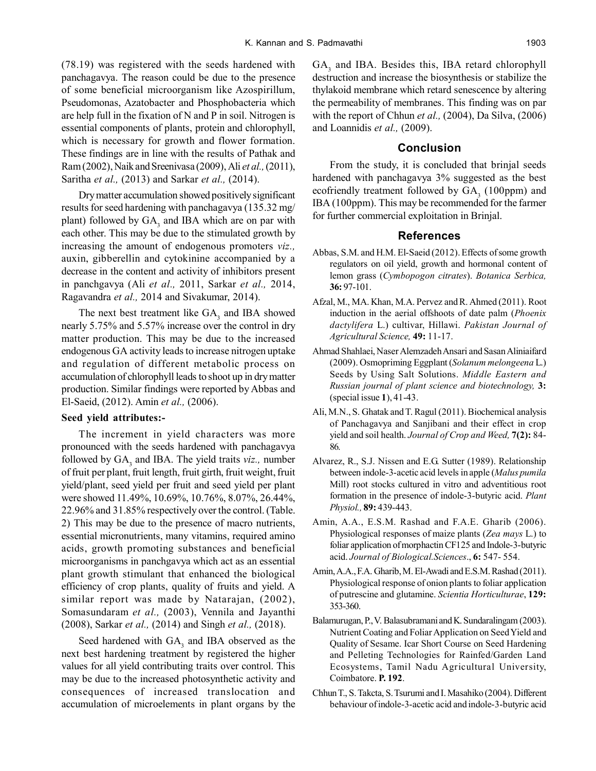(78.19) was registered with the seeds hardened with panchagavya. The reason could be due to the presence of some beneficial microorganism like Azospirillum, Pseudomonas, Azatobacter and Phosphobacteria which are help full in the fixation of N and P in soil. Nitrogen is essential components of plants, protein and chlorophyll, which is necessary for growth and flower formation. These findings are in line with the results of Pathak and Ram (2002), Naik and Sreenivasa (2009), Ali *et al.,* (2011), Saritha *et al.,* (2013) and Sarkar *et al.,* (2014).

Dry matter accumulation showed positively significant results for seed hardening with panchagavya (135.32 mg/plant) followed by $GA_3$ and IBA which are on par with each other. This may be due to the stimulated growth by increasing the amount of endogenous promoters *viz.,* auxin, gibberellin and cytokinine accompanied by a decrease in the content and activity of inhibitors present in panchgavya (Ali *et al.,* 2011, Sarkar *et al.,* 2014, Ragavandra *et al.,* 2014 and Sivakumar, 2014).

The next best treatment like $GA_3$ and IBA showed nearly 5.75% and 5.57% increase over the control in dry matter production. This may be due to the increased endogenous GA activity leads to increase nitrogen uptake and regulation of different metabolic process on accumulation of chlorophyll leads to shoot up in dry matter production. Similar findings were reported by Abbas and El-Saeid, (2012). Amin *et al.,* (2006).

**Seed yield attributes:-**

The increment in yield characters was more pronounced with the seeds hardened with panchagavya followed by $GA_3$ and IBA. The yield traits *viz.,* number of fruit per plant, fruit length, fruit girth, fruit weight, fruit yield/plant, seed yield per fruit and seed yield per plant were showed 11.49%, 10.69%, 10.76%, 8.07%, 26.44%, 22.96% and 31.85% respectively over the control. (Table. 2) This may be due to the presence of macro nutrients, essential micronutrients, many vitamins, required amino acids, growth promoting substances and beneficial microorganisms in panchgavya which act as an essential plant growth stimulant that enhanced the biological efficiency of crop plants, quality of fruits and yield. A similar report was made by Natarajan, (2002), Somasundaram *et al.,* (2003), Vennila and Jayanthi (2008), Sarkar *et al.,* (2014) and Singh *et al.,* (2018).

Seed hardened with $GA_3$ and IBA observed as the next best hardening treatment by registered the higher values for all yield contributing traits over control. This may be due to the increased photosynthetic activity and consequences of increased translocation and accumulation of microelements in plant organs by the $GA_3$ and IBA. Besides this, IBA retard chlorophyll destruction and increase the biosynthesis or stabilize the thylakoid membrane which retard senescence by altering the permeability of membranes. This finding was on par with the report of Chhun *et al.,* (2004), Da Silva, (2006) and Loannidis *et al.,* (2009).

## Conclusion

From the study, it is concluded that brinjal seeds hardened with panchagavya 3% suggested as the best ecofriendly treatment followed by $GA_3$ (100ppm) and IBA (100ppm). This may be recommended for the farmer for further commercial exploitation in Brinjal.

## References

Abbas, S.M. and H.M. El-Saeid (2012). Effects of some growth regulators on oil yield, growth and hormonal content of lemon grass (*Cymbopogon citrates*). *Botanica Serbica,* **36:** 97-101.

Afzal, M., MA. Khan, M.A. Pervez and R. Ahmed (2011). Root induction in the aerial offshoots of date palm (*Phoenix dactylifera* L.) cultivar, Hillawi. *Pakistan Journal of Agricultural Science,* **49:** 11-17.

Ahmad Shahlaei, Naser Alemzadeh Ansari and Sasan Aliniaifard (2009). Osmopriming Eggplant (*Solanum melongeena* L.) Seeds by Using Salt Solutions. *Middle Eastern and Russian journal of plant science and biotechnology,* **3:** (special issue **1**), 41-43.

Ali, M.N., S. Ghatak and T. Ragul (2011). Biochemical analysis of Panchagavya and Sanjibani and their effect in crop yield and soil health. *Journal of Crop and Weed,* **7(2):** 84-86.

Alvarez, R., S.J. Nissen and E.G. Sutter (1989). Relationship between indole-3-acetic acid levels in apple (*Malus pumila* Mill) root stocks cultured in vitro and adventitious root formation in the presence of indole-3-butyric acid. *Plant Physiol.,* **89:** 439-443.

Amin, A.A., E.S.M. Rashad and F.A.E. Gharib (2006). Physiological responses of maize plants (*Zea mays* L.) to foliar application of morphactin CF125 and Indole-3-butyric acid. *Journal of Biological.Sciences*., **6:** 547- 554.

Amin, A.A., F.A. Gharib, M. El-Awadi and E.S.M. Rashad (2011). Physiological response of onion plants to foliar application of putrescine and glutamine. *Scientia Horticulturae*, **129:** 353-360.

Balamurugan, P., V. Balasubramani and K. Sundaralingam (2003). Nutrient Coating and Foliar Application on Seed Yield and Quality of Sesame. Icar Short Course on Seed Hardening and Pelleting Technologies for Rainfed/Garden Land Ecosystems, Tamil Nadu Agricultural University, Coimbatore. **P. 192**.

Chhun T., S. Takcta, S. Tsurumi and I. Masahiko (2004). Different behaviour of indole-3-acetic acid and indole-3-butyric acid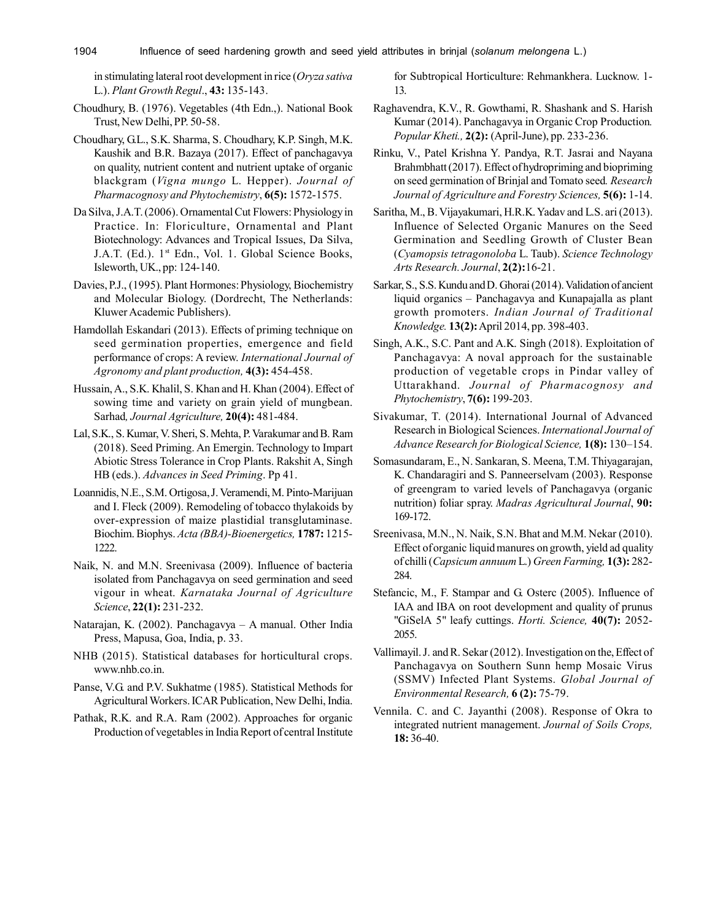in stimulating lateral root development in rice (*Oryza sativa* L.). *Plant Growth Regul*., **43:** 135-143.

Choudhury, B. (1976). Vegetables (4th Edn.,). National Book Trust, New Delhi, PP. 50-58.

Choudhary, G.L., S.K. Sharma, S. Choudhary, K.P. Singh, M.K. Kaushik and B.R. Bazaya (2017). Effect of panchagavya on quality, nutrient content and nutrient uptake of organic blackgram (*Vigna mungo* L. Hepper). *Journal of Pharmacognosy and Phytochemistry*, **6(5):** 1572-1575.

Da Silva, J.A.T. (2006). Ornamental Cut Flowers: Physiology in Practice. In: Floriculture, Ornamental and Plant Biotechnology: Advances and Tropical Issues, Da Silva, J.A.T. (Ed.). 1st Edn., Vol. 1. Global Science Books, Isleworth, UK., pp: 124-140.

Davies, P.J., (1995). Plant Hormones: Physiology, Biochemistry and Molecular Biology. (Dordrecht, The Netherlands: Kluwer Academic Publishers).

Hamdollah Eskandari (2013). Effects of priming technique on seed germination properties, emergence and field performance of crops: A review. *International Journal of Agronomy and plant production,* **4(3):** 454-458.

Hussain, A., S.K. Khalil, S. Khan and H. Khan (2004). Effect of sowing time and variety on grain yield of mungbean. Sarhad*, Journal Agriculture,* **20(4):** 481-484.

Lal, S.K., S. Kumar, V. Sheri, S. Mehta, P. Varakumar and B. Ram (2018). Seed Priming. An Emergin. Technology to Impart Abiotic Stress Tolerance in Crop Plants. Rakshit A, Singh HB (eds.). *Advances in Seed Priming*. Pp 41.

Loannidis, N.E., S.M. Ortigosa, J. Veramendi, M. Pinto-Marijuan and I. Fleck (2009). Remodeling of tobacco thylakoids by over-expression of maize plastidial transglutaminase. Biochim. Biophys. *Acta (BBA)-Bioenergetics,* **1787:** 1215-1222.

Naik, N. and M.N. Sreenivasa (2009). Influence of bacteria isolated from Panchagavya on seed germination and seed vigour in wheat. *Karnataka Journal of Agriculture Science*, **22(1):** 231-232.

Natarajan, K. (2002). Panchagavya – A manual. Other India Press, Mapusa, Goa, India, p. 33.

NHB (2015). Statistical databases for horticultural crops. www.nhb.co.in.

Panse, V.G. and P.V. Sukhatme (1985). Statistical Methods for Agricultural Workers. ICAR Publication, New Delhi, India.

Pathak, R.K. and R.A. Ram (2002). Approaches for organic Production of vegetables in India Report of central Institute for Subtropical Horticulture: Rehmankhera. Lucknow. 1-13.

Raghavendra, K.V., R. Gowthami, R. Shashank and S. Harish Kumar (2014). Panchagavya in Organic Crop Production*. Popular Kheti.,* **2(2):** (April-June), pp. 233-236.

Rinku, V., Patel Krishna Y. Pandya, R.T. Jasrai and Nayana Brahmbhatt (2017). Effect of hydropriming and biopriming on seed germination of Brinjal and Tomato seed*. Research Journal of Agriculture and Forestry Sciences,* **5(6):** 1-14.

Saritha, M., B. Vijayakumari, H.R.K. Yadav and L.S. ari (2013). Influence of Selected Organic Manures on the Seed Germination and Seedling Growth of Cluster Bean (*Cyamopsis tetragonoloba* L. Taub). *Science Technology Arts Research. Journal*, **2(2):**16-21.

Sarkar, S., S.S. Kundu and D. Ghorai (2014). Validation of ancient liquid organics – Panchagavya and Kunapajalla as plant growth promoters. *Indian Journal of Traditional Knowledge.* **13(2):** April 2014, pp. 398-403.

Singh, A.K., S.C. Pant and A.K. Singh (2018). Exploitation of Panchagavya: A noval approach for the sustainable production of vegetable crops in Pindar valley of Uttarakhand. *Journal of Pharmacognosy and Phytochemistry*, **7(6):** 199-203.

Sivakumar, T. (2014). International Journal of Advanced Research in Biological Sciences. *International Journal of Advance Research for Biological Science,* **1(8):** 130–154.

Somasundaram, E., N. Sankaran, S. Meena, T.M. Thiyagarajan, K. Chandaragiri and S. Panneerselvam (2003). Response of greengram to varied levels of Panchagavya (organic nutrition) foliar spray. *Madras Agricultural Journal*, **90:** 169-172.

Sreenivasa, M.N., N. Naik, S.N. Bhat and M.M. Nekar (2010). Effect of organic liquid manures on growth, yield ad quality of chilli (*Capsicum annuum* L.) *Green Farming,* **1(3):** 282-284.

Stefancic, M., F. Stampar and G. Osterc (2005). Influence of IAA and IBA on root development and quality of prunus "GiSelA 5" leafy cuttings. *Horti. Science,* **40(7):** 2052-2055.

Vallimayil. J. and R. Sekar (2012). Investigation on the, Effect of Panchagavya on Southern Sunn hemp Mosaic Virus (SSMV) Infected Plant Systems. *Global Journal of Environmental Research,* **6 (2):** 75-79.

Vennila. C. and C. Jayanthi (2008). Response of Okra to integrated nutrient management. *Journal of Soils Crops,* **18:** 36-40.